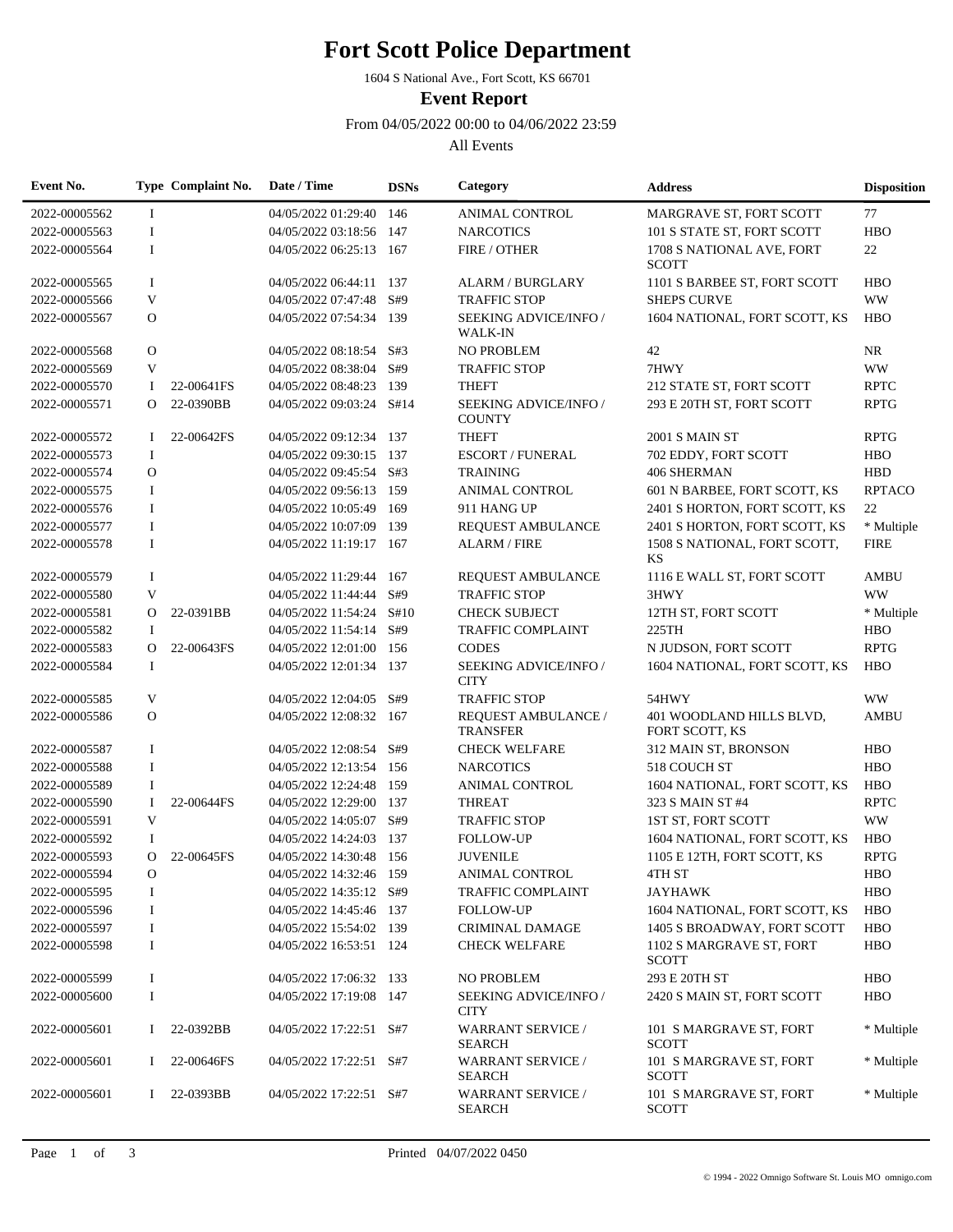# Fort Scott Police Department

1604 S National Ave., Fort Scott, KS 66701

## Event Report

From 04/05/2022 00:00 to 04/06/2022 23:59

All Events

| Event No. | Type | Complaint No. | Date / Time | DSNs | Category | Address | Disposition |
|---|---|---|---|---|---|---|---|
| 2022-00005562 | I | | 04/05/2022 01:29:40 | 146 | ANIMAL CONTROL | MARGRAVE ST, FORT SCOTT | 77 |
| 2022-00005563 | I | | 04/05/2022 03:18:56 | 147 | NARCOTICS | 101 S STATE ST, FORT SCOTT | HBO |
| 2022-00005564 | I | | 04/05/2022 06:25:13 | 167 | FIRE / OTHER | 1708 S NATIONAL AVE, FORT SCOTT | 22 |
| 2022-00005565 | I | | 04/05/2022 06:44:11 | 137 | ALARM / BURGLARY | 1101 S BARBEE ST, FORT SCOTT | HBO |
| 2022-00005566 | V | | 04/05/2022 07:47:48 | S#9 | TRAFFIC STOP | SHEPS CURVE | WW |
| 2022-00005567 | O | | 04/05/2022 07:54:34 | 139 | SEEKING ADVICE/INFO / WALK-IN | 1604 NATIONAL, FORT SCOTT, KS | HBO |
| 2022-00005568 | O | | 04/05/2022 08:18:54 | S#3 | NO PROBLEM | 42 | NR |
| 2022-00005569 | V | | 04/05/2022 08:38:04 | S#9 | TRAFFIC STOP | 7HWY | WW |
| 2022-00005570 | I | 22-00641FS | 04/05/2022 08:48:23 | 139 | THEFT | 212 STATE ST, FORT SCOTT | RPTC |
| 2022-00005571 | O | 22-0390BB | 04/05/2022 09:03:24 | S#14 | SEEKING ADVICE/INFO / COUNTY | 293 E 20TH ST, FORT SCOTT | RPTG |
| 2022-00005572 | I | 22-00642FS | 04/05/2022 09:12:34 | 137 | THEFT | 2001 S MAIN ST | RPTG |
| 2022-00005573 | I | | 04/05/2022 09:30:15 | 137 | ESCORT / FUNERAL | 702 EDDY, FORT SCOTT | HBO |
| 2022-00005574 | O | | 04/05/2022 09:45:54 | S#3 | TRAINING | 406 SHERMAN | HBD |
| 2022-00005575 | I | | 04/05/2022 09:56:13 | 159 | ANIMAL CONTROL | 601 N BARBEE, FORT SCOTT, KS | RPTACO |
| 2022-00005576 | I | | 04/05/2022 10:05:49 | 169 | 911 HANG UP | 2401 S HORTON, FORT SCOTT, KS | 22 |
| 2022-00005577 | I | | 04/05/2022 10:07:09 | 139 | REQUEST AMBULANCE | 2401 S HORTON, FORT SCOTT, KS | * Multiple |
| 2022-00005578 | I | | 04/05/2022 11:19:17 | 167 | ALARM / FIRE | 1508 S NATIONAL, FORT SCOTT, KS | FIRE |
| 2022-00005579 | I | | 04/05/2022 11:29:44 | 167 | REQUEST AMBULANCE | 1116 E WALL ST, FORT SCOTT | AMBU |
| 2022-00005580 | V | | 04/05/2022 11:44:44 | S#9 | TRAFFIC STOP | 3HWY | WW |
| 2022-00005581 | O | 22-0391BB | 04/05/2022 11:54:24 | S#10 | CHECK SUBJECT | 12TH ST, FORT SCOTT | * Multiple |
| 2022-00005582 | I | | 04/05/2022 11:54:14 | S#9 | TRAFFIC COMPLAINT | 225TH | HBO |
| 2022-00005583 | O | 22-00643FS | 04/05/2022 12:01:00 | 156 | CODES | N JUDSON, FORT SCOTT | RPTG |
| 2022-00005584 | I | | 04/05/2022 12:01:34 | 137 | SEEKING ADVICE/INFO / CITY | 1604 NATIONAL, FORT SCOTT, KS | HBO |
| 2022-00005585 | V | | 04/05/2022 12:04:05 | S#9 | TRAFFIC STOP | 54HWY | WW |
| 2022-00005586 | O | | 04/05/2022 12:08:32 | 167 | REQUEST AMBULANCE / TRANSFER | 401 WOODLAND HILLS BLVD, FORT SCOTT, KS | AMBU |
| 2022-00005587 | I | | 04/05/2022 12:08:54 | S#9 | CHECK WELFARE | 312 MAIN ST, BRONSON | HBO |
| 2022-00005588 | I | | 04/05/2022 12:13:54 | 156 | NARCOTICS | 518 COUCH ST | HBO |
| 2022-00005589 | I | | 04/05/2022 12:24:48 | 159 | ANIMAL CONTROL | 1604 NATIONAL, FORT SCOTT, KS | HBO |
| 2022-00005590 | I | 22-00644FS | 04/05/2022 12:29:00 | 137 | THREAT | 323 S MAIN ST #4 | RPTC |
| 2022-00005591 | V | | 04/05/2022 14:05:07 | S#9 | TRAFFIC STOP | 1ST ST, FORT SCOTT | WW |
| 2022-00005592 | I | | 04/05/2022 14:24:03 | 137 | FOLLOW-UP | 1604 NATIONAL, FORT SCOTT, KS | HBO |
| 2022-00005593 | O | 22-00645FS | 04/05/2022 14:30:48 | 156 | JUVENILE | 1105 E 12TH, FORT SCOTT, KS | RPTG |
| 2022-00005594 | O | | 04/05/2022 14:32:46 | 159 | ANIMAL CONTROL | 4TH ST | HBO |
| 2022-00005595 | I | | 04/05/2022 14:35:12 | S#9 | TRAFFIC COMPLAINT | JAYHAWK | HBO |
| 2022-00005596 | I | | 04/05/2022 14:45:46 | 137 | FOLLOW-UP | 1604 NATIONAL, FORT SCOTT, KS | HBO |
| 2022-00005597 | I | | 04/05/2022 15:54:02 | 139 | CRIMINAL DAMAGE | 1405 S BROADWAY, FORT SCOTT | HBO |
| 2022-00005598 | I | | 04/05/2022 16:53:51 | 124 | CHECK WELFARE | 1102 S MARGRAVE ST, FORT SCOTT | HBO |
| 2022-00005599 | I | | 04/05/2022 17:06:32 | 133 | NO PROBLEM | 293 E 20TH ST | HBO |
| 2022-00005600 | I | | 04/05/2022 17:19:08 | 147 | SEEKING ADVICE/INFO / CITY | 2420 S MAIN ST, FORT SCOTT | HBO |
| 2022-00005601 | I | 22-0392BB | 04/05/2022 17:22:51 | S#7 | WARRANT SERVICE / SEARCH | 101 S MARGRAVE ST, FORT SCOTT | * Multiple |
| 2022-00005601 | I | 22-00646FS | 04/05/2022 17:22:51 | S#7 | WARRANT SERVICE / SEARCH | 101 S MARGRAVE ST, FORT SCOTT | * Multiple |
| 2022-00005601 | I | 22-0393BB | 04/05/2022 17:22:51 | S#7 | WARRANT SERVICE / SEARCH | 101 S MARGRAVE ST, FORT SCOTT | * Multiple |

Printed 04/07/2022 0450

© 1994 - 2022 Omnigo Software St. Louis MO omnigo.com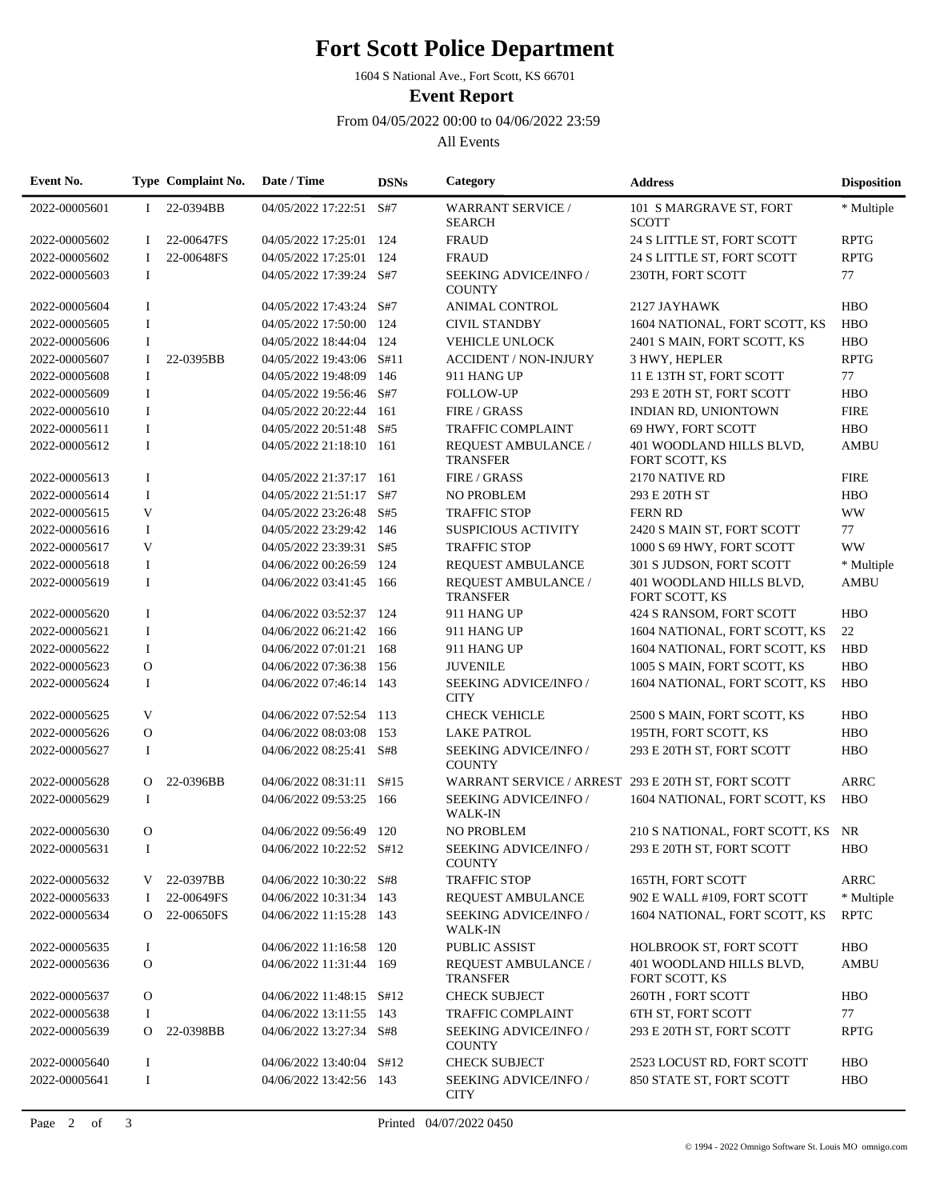# Fort Scott Police Department

1604 S National Ave., Fort Scott, KS 66701

## Event Report

From 04/05/2022 00:00 to 04/06/2022 23:59

All Events

| Event No. | Type | Complaint No. | Date / Time | DSNs | Category | Address | Disposition |
|---|---|---|---|---|---|---|---|
| 2022-00005601 | I | 22-0394BB | 04/05/2022 17:22:51 | S#7 | WARRANT SERVICE / SEARCH | 101 S MARGRAVE ST, FORT SCOTT | * Multiple |
| 2022-00005602 | I | 22-00647FS | 04/05/2022 17:25:01 | 124 | FRAUD | 24 S LITTLE ST, FORT SCOTT | RPTG |
| 2022-00005602 | I | 22-00648FS | 04/05/2022 17:25:01 | 124 | FRAUD | 24 S LITTLE ST, FORT SCOTT | RPTG |
| 2022-00005603 | I | | 04/05/2022 17:39:24 | S#7 | SEEKING ADVICE/INFO / COUNTY | 230TH, FORT SCOTT | 77 |
| 2022-00005604 | I | | 04/05/2022 17:43:24 | S#7 | ANIMAL CONTROL | 2127 JAYHAWK | HBO |
| 2022-00005605 | I | | 04/05/2022 17:50:00 | 124 | CIVIL STANDBY | 1604 NATIONAL, FORT SCOTT, KS | HBO |
| 2022-00005606 | I | | 04/05/2022 18:44:04 | 124 | VEHICLE UNLOCK | 2401 S MAIN, FORT SCOTT, KS | HBO |
| 2022-00005607 | I | 22-0395BB | 04/05/2022 19:43:06 | S#11 | ACCIDENT / NON-INJURY | 3 HWY, HEPLER | RPTG |
| 2022-00005608 | I | | 04/05/2022 19:48:09 | 146 | 911 HANG UP | 11 E 13TH ST, FORT SCOTT | 77 |
| 2022-00005609 | I | | 04/05/2022 19:56:46 | S#7 | FOLLOW-UP | 293 E 20TH ST, FORT SCOTT | HBO |
| 2022-00005610 | I | | 04/05/2022 20:22:44 | 161 | FIRE / GRASS | INDIAN RD, UNIONTOWN | FIRE |
| 2022-00005611 | I | | 04/05/2022 20:51:48 | S#5 | TRAFFIC COMPLAINT | 69 HWY, FORT SCOTT | HBO |
| 2022-00005612 | I | | 04/05/2022 21:18:10 | 161 | REQUEST AMBULANCE / TRANSFER | 401 WOODLAND HILLS BLVD, FORT SCOTT, KS | AMBU |
| 2022-00005613 | I | | 04/05/2022 21:37:17 | 161 | FIRE / GRASS | 2170 NATIVE RD | FIRE |
| 2022-00005614 | I | | 04/05/2022 21:51:17 | S#7 | NO PROBLEM | 293 E 20TH ST | HBO |
| 2022-00005615 | V | | 04/05/2022 23:26:48 | S#5 | TRAFFIC STOP | FERN RD | WW |
| 2022-00005616 | I | | 04/05/2022 23:29:42 | 146 | SUSPICIOUS ACTIVITY | 2420 S MAIN ST, FORT SCOTT | 77 |
| 2022-00005617 | V | | 04/05/2022 23:39:31 | S#5 | TRAFFIC STOP | 1000 S 69 HWY, FORT SCOTT | WW |
| 2022-00005618 | I | | 04/06/2022 00:26:59 | 124 | REQUEST AMBULANCE | 301 S JUDSON, FORT SCOTT | * Multiple |
| 2022-00005619 | I | | 04/06/2022 03:41:45 | 166 | REQUEST AMBULANCE / TRANSFER | 401 WOODLAND HILLS BLVD, FORT SCOTT, KS | AMBU |
| 2022-00005620 | I | | 04/06/2022 03:52:37 | 124 | 911 HANG UP | 424 S RANSOM, FORT SCOTT | HBO |
| 2022-00005621 | I | | 04/06/2022 06:21:42 | 166 | 911 HANG UP | 1604 NATIONAL, FORT SCOTT, KS | 22 |
| 2022-00005622 | I | | 04/06/2022 07:01:21 | 168 | 911 HANG UP | 1604 NATIONAL, FORT SCOTT, KS | HBD |
| 2022-00005623 | O | | 04/06/2022 07:36:38 | 156 | JUVENILE | 1005 S MAIN, FORT SCOTT, KS | HBO |
| 2022-00005624 | I | | 04/06/2022 07:46:14 | 143 | SEEKING ADVICE/INFO / CITY | 1604 NATIONAL, FORT SCOTT, KS | HBO |
| 2022-00005625 | V | | 04/06/2022 07:52:54 | 113 | CHECK VEHICLE | 2500 S MAIN, FORT SCOTT, KS | HBO |
| 2022-00005626 | O | | 04/06/2022 08:03:08 | 153 | LAKE PATROL | 195TH, FORT SCOTT, KS | HBO |
| 2022-00005627 | I | | 04/06/2022 08:25:41 | S#8 | SEEKING ADVICE/INFO / COUNTY | 293 E 20TH ST, FORT SCOTT | HBO |
| 2022-00005628 | O | 22-0396BB | 04/06/2022 08:31:11 | S#15 | WARRANT SERVICE / ARREST | 293 E 20TH ST, FORT SCOTT | ARRC |
| 2022-00005629 | I | | 04/06/2022 09:53:25 | 166 | SEEKING ADVICE/INFO / WALK-IN | 1604 NATIONAL, FORT SCOTT, KS | HBO |
| 2022-00005630 | O | | 04/06/2022 09:56:49 | 120 | NO PROBLEM | 210 S NATIONAL, FORT SCOTT, KS | NR |
| 2022-00005631 | I | | 04/06/2022 10:22:52 | S#12 | SEEKING ADVICE/INFO / COUNTY | 293 E 20TH ST, FORT SCOTT | HBO |
| 2022-00005632 | V | 22-0397BB | 04/06/2022 10:30:22 | S#8 | TRAFFIC STOP | 165TH, FORT SCOTT | ARRC |
| 2022-00005633 | I | 22-00649FS | 04/06/2022 10:31:34 | 143 | REQUEST AMBULANCE | 902 E WALL #109, FORT SCOTT | * Multiple |
| 2022-00005634 | O | 22-00650FS | 04/06/2022 11:15:28 | 143 | SEEKING ADVICE/INFO / WALK-IN | 1604 NATIONAL, FORT SCOTT, KS | RPTC |
| 2022-00005635 | I | | 04/06/2022 11:16:58 | 120 | PUBLIC ASSIST | HOLBROOK ST, FORT SCOTT | HBO |
| 2022-00005636 | O | | 04/06/2022 11:31:44 | 169 | REQUEST AMBULANCE / TRANSFER | 401 WOODLAND HILLS BLVD, FORT SCOTT, KS | AMBU |
| 2022-00005637 | O | | 04/06/2022 11:48:15 | S#12 | CHECK SUBJECT | 260TH , FORT SCOTT | HBO |
| 2022-00005638 | I | | 04/06/2022 13:11:55 | 143 | TRAFFIC COMPLAINT | 6TH ST, FORT SCOTT | 77 |
| 2022-00005639 | O | 22-0398BB | 04/06/2022 13:27:34 | S#8 | SEEKING ADVICE/INFO / COUNTY | 293 E 20TH ST, FORT SCOTT | RPTG |
| 2022-00005640 | I | | 04/06/2022 13:40:04 | S#12 | CHECK SUBJECT | 2523 LOCUST RD, FORT SCOTT | HBO |
| 2022-00005641 | I | | 04/06/2022 13:42:56 | 143 | SEEKING ADVICE/INFO / CITY | 850 STATE ST, FORT SCOTT | HBO |

Printed 04/07/2022 0450

© 1994 - 2022 Omnigo Software St. Louis MO omnigo.com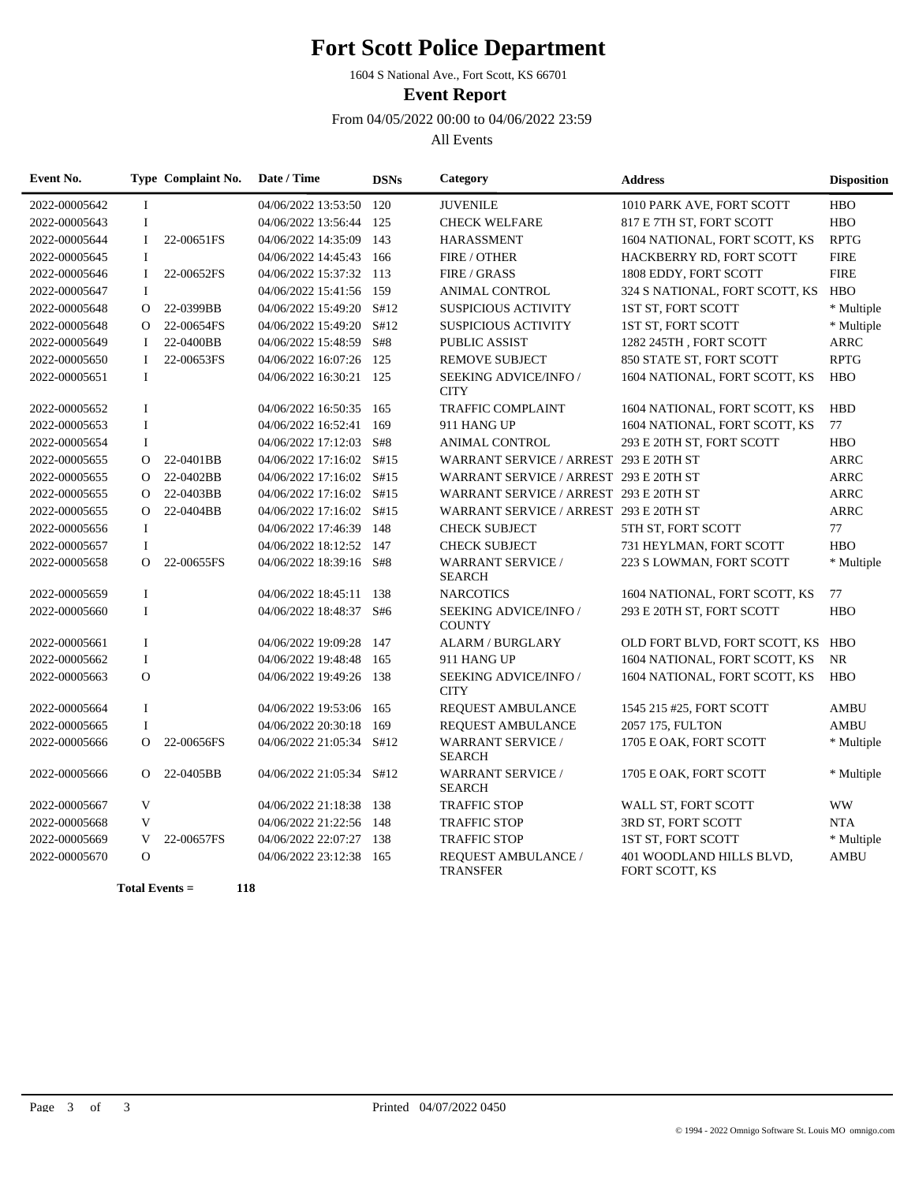# Fort Scott Police Department

1604 S National Ave., Fort Scott, KS 66701

## Event Report

From 04/05/2022 00:00 to 04/06/2022 23:59

All Events

| Event No. | Type | Complaint No. | Date / Time | DSNs | Category | Address | Disposition |
|---|---|---|---|---|---|---|---|
| 2022-00005642 | I | | 04/06/2022 13:53:50 | 120 | JUVENILE | 1010 PARK AVE, FORT SCOTT | HBO |
| 2022-00005643 | I | | 04/06/2022 13:56:44 | 125 | CHECK WELFARE | 817 E 7TH ST, FORT SCOTT | HBO |
| 2022-00005644 | I | 22-00651FS | 04/06/2022 14:35:09 | 143 | HARASSMENT | 1604 NATIONAL, FORT SCOTT, KS | RPTG |
| 2022-00005645 | I | | 04/06/2022 14:45:43 | 166 | FIRE / OTHER | HACKBERRY RD, FORT SCOTT | FIRE |
| 2022-00005646 | I | 22-00652FS | 04/06/2022 15:37:32 | 113 | FIRE / GRASS | 1808 EDDY, FORT SCOTT | FIRE |
| 2022-00005647 | I | | 04/06/2022 15:41:56 | 159 | ANIMAL CONTROL | 324 S NATIONAL, FORT SCOTT, KS | HBO |
| 2022-00005648 | O | 22-0399BB | 04/06/2022 15:49:20 | S#12 | SUSPICIOUS ACTIVITY | 1ST ST, FORT SCOTT | * Multiple |
| 2022-00005648 | O | 22-00654FS | 04/06/2022 15:49:20 | S#12 | SUSPICIOUS ACTIVITY | 1ST ST, FORT SCOTT | * Multiple |
| 2022-00005649 | I | 22-0400BB | 04/06/2022 15:48:59 | S#8 | PUBLIC ASSIST | 1282 245TH , FORT SCOTT | ARRC |
| 2022-00005650 | I | 22-00653FS | 04/06/2022 16:07:26 | 125 | REMOVE SUBJECT | 850 STATE ST, FORT SCOTT | RPTG |
| 2022-00005651 | I | | 04/06/2022 16:30:21 | 125 | SEEKING ADVICE/INFO / CITY | 1604 NATIONAL, FORT SCOTT, KS | HBO |
| 2022-00005652 | I | | 04/06/2022 16:50:35 | 165 | TRAFFIC COMPLAINT | 1604 NATIONAL, FORT SCOTT, KS | HBD |
| 2022-00005653 | I | | 04/06/2022 16:52:41 | 169 | 911 HANG UP | 1604 NATIONAL, FORT SCOTT, KS | 77 |
| 2022-00005654 | I | | 04/06/2022 17:12:03 | S#8 | ANIMAL CONTROL | 293 E 20TH ST, FORT SCOTT | HBO |
| 2022-00005655 | O | 22-0401BB | 04/06/2022 17:16:02 | S#15 | WARRANT SERVICE / ARREST | 293 E 20TH ST | ARRC |
| 2022-00005655 | O | 22-0402BB | 04/06/2022 17:16:02 | S#15 | WARRANT SERVICE / ARREST | 293 E 20TH ST | ARRC |
| 2022-00005655 | O | 22-0403BB | 04/06/2022 17:16:02 | S#15 | WARRANT SERVICE / ARREST | 293 E 20TH ST | ARRC |
| 2022-00005655 | O | 22-0404BB | 04/06/2022 17:16:02 | S#15 | WARRANT SERVICE / ARREST | 293 E 20TH ST | ARRC |
| 2022-00005656 | I | | 04/06/2022 17:46:39 | 148 | CHECK SUBJECT | 5TH ST, FORT SCOTT | 77 |
| 2022-00005657 | I | | 04/06/2022 18:12:52 | 147 | CHECK SUBJECT | 731 HEYLMAN, FORT SCOTT | HBO |
| 2022-00005658 | O | 22-00655FS | 04/06/2022 18:39:16 | S#8 | WARRANT SERVICE / SEARCH | 223 S LOWMAN, FORT SCOTT | * Multiple |
| 2022-00005659 | I | | 04/06/2022 18:45:11 | 138 | NARCOTICS | 1604 NATIONAL, FORT SCOTT, KS | 77 |
| 2022-00005660 | I | | 04/06/2022 18:48:37 | S#6 | SEEKING ADVICE/INFO / COUNTY | 293 E 20TH ST, FORT SCOTT | HBO |
| 2022-00005661 | I | | 04/06/2022 19:09:28 | 147 | ALARM / BURGLARY | OLD FORT BLVD, FORT SCOTT, KS | HBO |
| 2022-00005662 | I | | 04/06/2022 19:48:48 | 165 | 911 HANG UP | 1604 NATIONAL, FORT SCOTT, KS | NR |
| 2022-00005663 | O | | 04/06/2022 19:49:26 | 138 | SEEKING ADVICE/INFO / CITY | 1604 NATIONAL, FORT SCOTT, KS | HBO |
| 2022-00005664 | I | | 04/06/2022 19:53:06 | 165 | REQUEST AMBULANCE | 1545 215 #25, FORT SCOTT | AMBU |
| 2022-00005665 | I | | 04/06/2022 20:30:18 | 169 | REQUEST AMBULANCE | 2057 175, FULTON | AMBU |
| 2022-00005666 | O | 22-00656FS | 04/06/2022 21:05:34 | S#12 | WARRANT SERVICE / SEARCH | 1705 E OAK, FORT SCOTT | * Multiple |
| 2022-00005666 | O | 22-0405BB | 04/06/2022 21:05:34 | S#12 | WARRANT SERVICE / SEARCH | 1705 E OAK, FORT SCOTT | * Multiple |
| 2022-00005667 | V | | 04/06/2022 21:18:38 | 138 | TRAFFIC STOP | WALL ST, FORT SCOTT | WW |
| 2022-00005668 | V | | 04/06/2022 21:22:56 | 148 | TRAFFIC STOP | 3RD ST, FORT SCOTT | NTA |
| 2022-00005669 | V | 22-00657FS | 04/06/2022 22:07:27 | 138 | TRAFFIC STOP | 1ST ST, FORT SCOTT | * Multiple |
| 2022-00005670 | O | | 04/06/2022 23:12:38 | 165 | REQUEST AMBULANCE / TRANSFER | 401 WOODLAND HILLS BLVD, FORT SCOTT, KS | AMBU |

**Total Events = 118**

Printed 04/07/2022 0450

© 1994 - 2022 Omnigo Software St. Louis MO omnigo.com